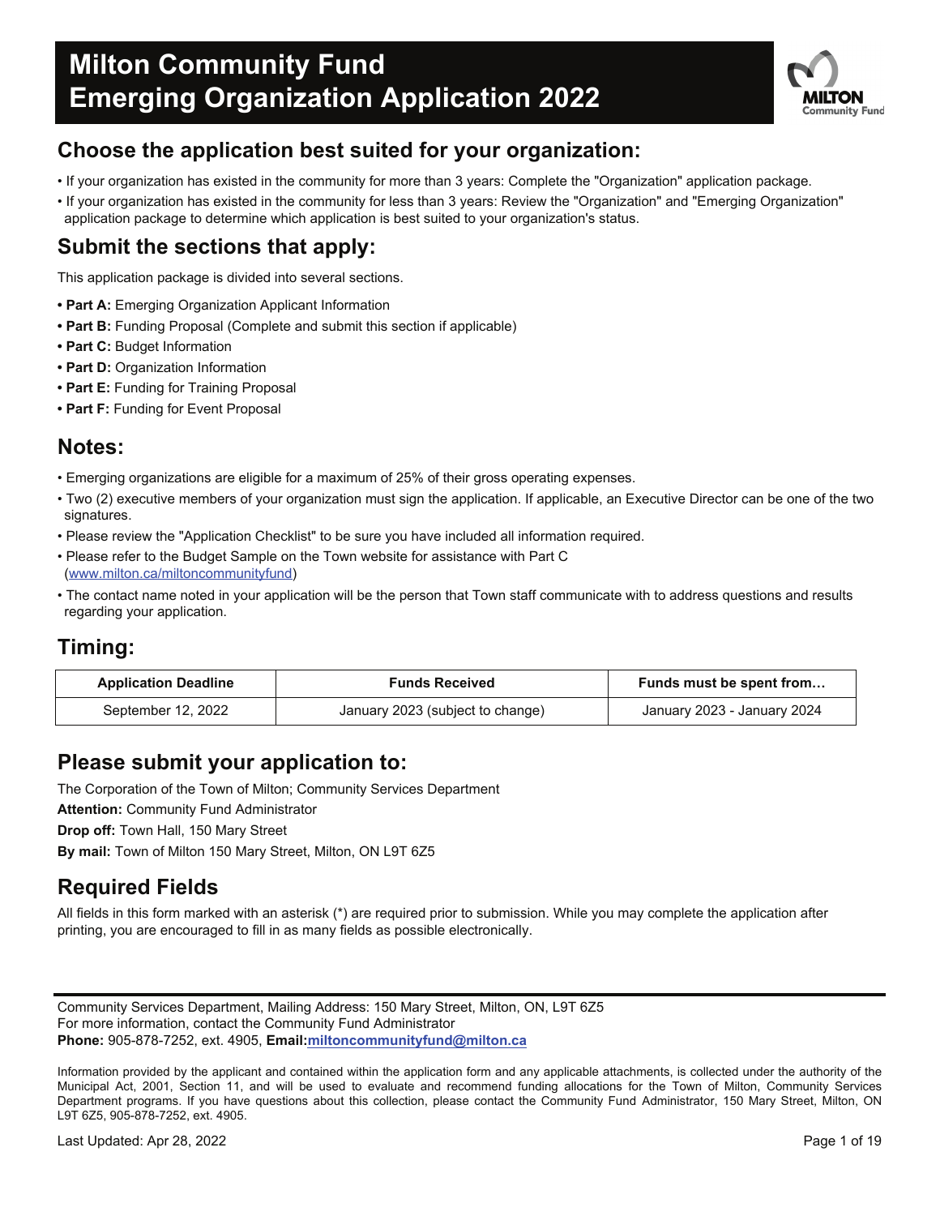# Milton Community Fund Emerging Organization Application 2022

## Choose the application best suited for your organization:

- If your organization has existed in the community for more than 3 years: Complete the "Organization" application package.
- If your organization has existed in the community for less than 3 years: Review the "Organization" and "Emerging Organization" application package to determine which application is best suited to your organization's status.

## Submit the sections that apply:

This application package is divided into several sections.

- **Part A:** Emerging Organization Applicant Information
- **Part B:** Funding Proposal (Complete and submit this section if applicable)
- **Part C:** Budget Information
- **Part D:** Organization Information
- **Part E:** Funding for Training Proposal
- **Part F:** Funding for Event Proposal

## Notes:

- Emerging organizations are eligible for a maximum of 25% of their gross operating expenses.
- Two (2) executive members of your organization must sign the application. If applicable, an Executive Director can be one of the two signatures.
- Please review the "Application Checklist" to be sure you have included all information required.
- Please refer to the Budget Sample on the Town website for assistance with Part C (www.milton.ca/miltoncommunityfund)
- The contact name noted in your application will be the person that Town staff communicate with to address questions and results regarding your application.

## Timing:

| Application Deadline | Funds Received | Funds must be spent from… |
|---|---|---|
| September 12, 2022 | January 2023 (subject to change) | January 2023 - January 2024 |

## Please submit your application to:

The Corporation of the Town of Milton; Community Services Department

**Attention:** Community Fund Administrator

**Drop off:** Town Hall, 150 Mary Street

**By mail:** Town of Milton 150 Mary Street, Milton, ON L9T 6Z5

## Required Fields

All fields in this form marked with an asterisk (*) are required prior to submission. While you may complete the application after printing, you are encouraged to fill in as many fields as possible electronically.

Community Services Department, Mailing Address: 150 Mary Street, Milton, ON, L9T 6Z5
For more information, contact the Community Fund Administrator
**Phone:** 905-878-7252, ext. 4905, **Email:** miltoncommunityfund@milton.ca

Information provided by the applicant and contained within the application form and any applicable attachments, is collected under the authority of the Municipal Act, 2001, Section 11, and will be used to evaluate and recommend funding allocations for the Town of Milton, Community Services Department programs. If you have questions about this collection, please contact the Community Fund Administrator, 150 Mary Street, Milton, ON L9T 6Z5, 905-878-7252, ext. 4905.

Last Updated: Apr 28, 2022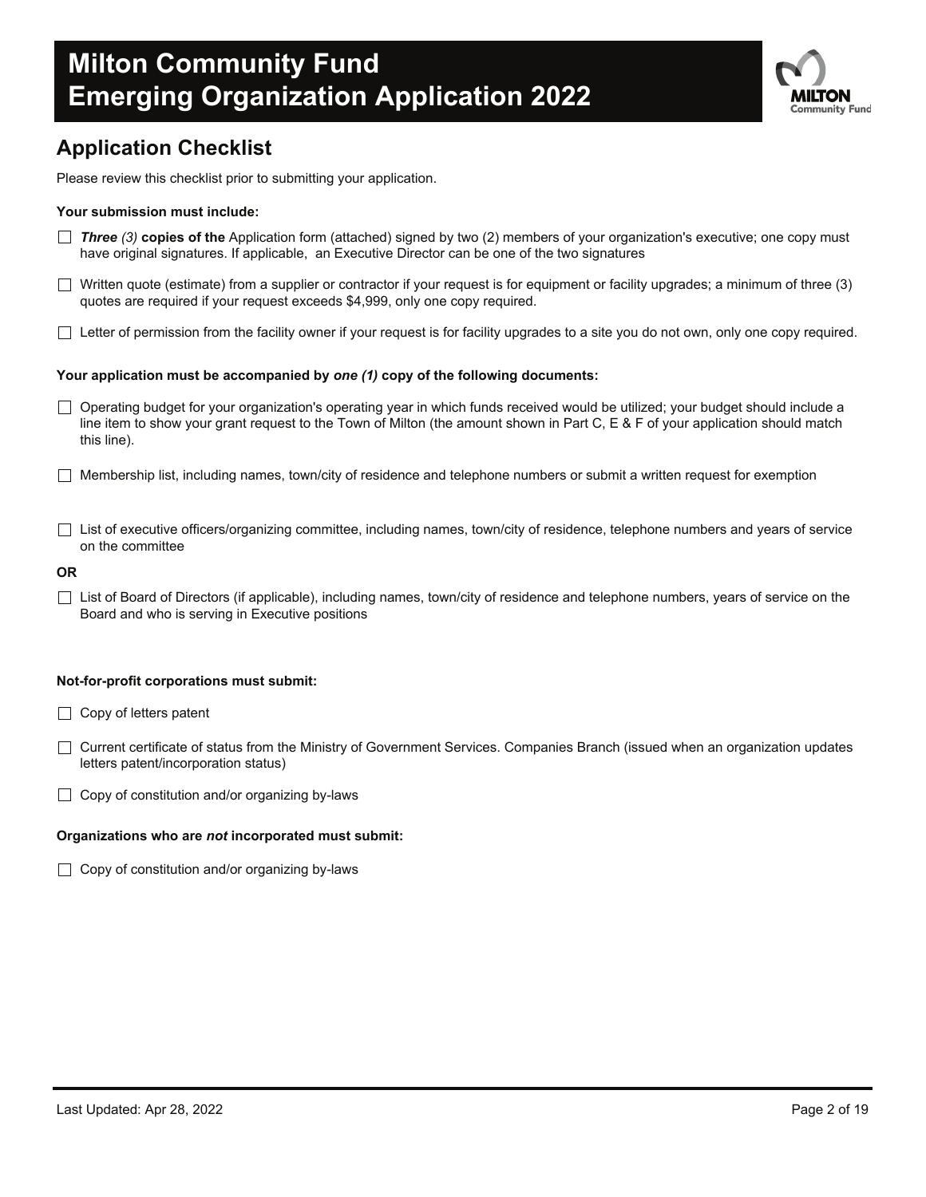# Milton Community Fund Emerging Organization Application 2022

## Application Checklist

Please review this checklist prior to submitting your application.

**Your submission must include:**

- ☐ ***Three** (3)* **copies of the** Application form (attached) signed by two (2) members of your organization's executive; one copy must have original signatures. If applicable, an Executive Director can be one of the two signatures
- ☐ Written quote (estimate) from a supplier or contractor if your request is for equipment or facility upgrades; a minimum of three (3) quotes are required if your request exceeds $4,999, only one copy required.
- ☐ Letter of permission from the facility owner if your request is for facility upgrades to a site you do not own, only one copy required.

**Your application must be accompanied by *one (1)* copy of the following documents:**

- ☐ Operating budget for your organization's operating year in which funds received would be utilized; your budget should include a line item to show your grant request to the Town of Milton (the amount shown in Part C, E & F of your application should match this line).
- ☐ Membership list, including names, town/city of residence and telephone numbers or submit a written request for exemption
- ☐ List of executive officers/organizing committee, including names, town/city of residence, telephone numbers and years of service on the committee

**OR**

- ☐ List of Board of Directors (if applicable), including names, town/city of residence and telephone numbers, years of service on the Board and who is serving in Executive positions

**Not-for-profit corporations must submit:**

- ☐ Copy of letters patent
- ☐ Current certificate of status from the Ministry of Government Services. Companies Branch (issued when an organization updates letters patent/incorporation status)
- ☐ Copy of constitution and/or organizing by-laws

**Organizations who are *not* incorporated must submit:**

- ☐ Copy of constitution and/or organizing by-laws

Last Updated: Apr 28, 2022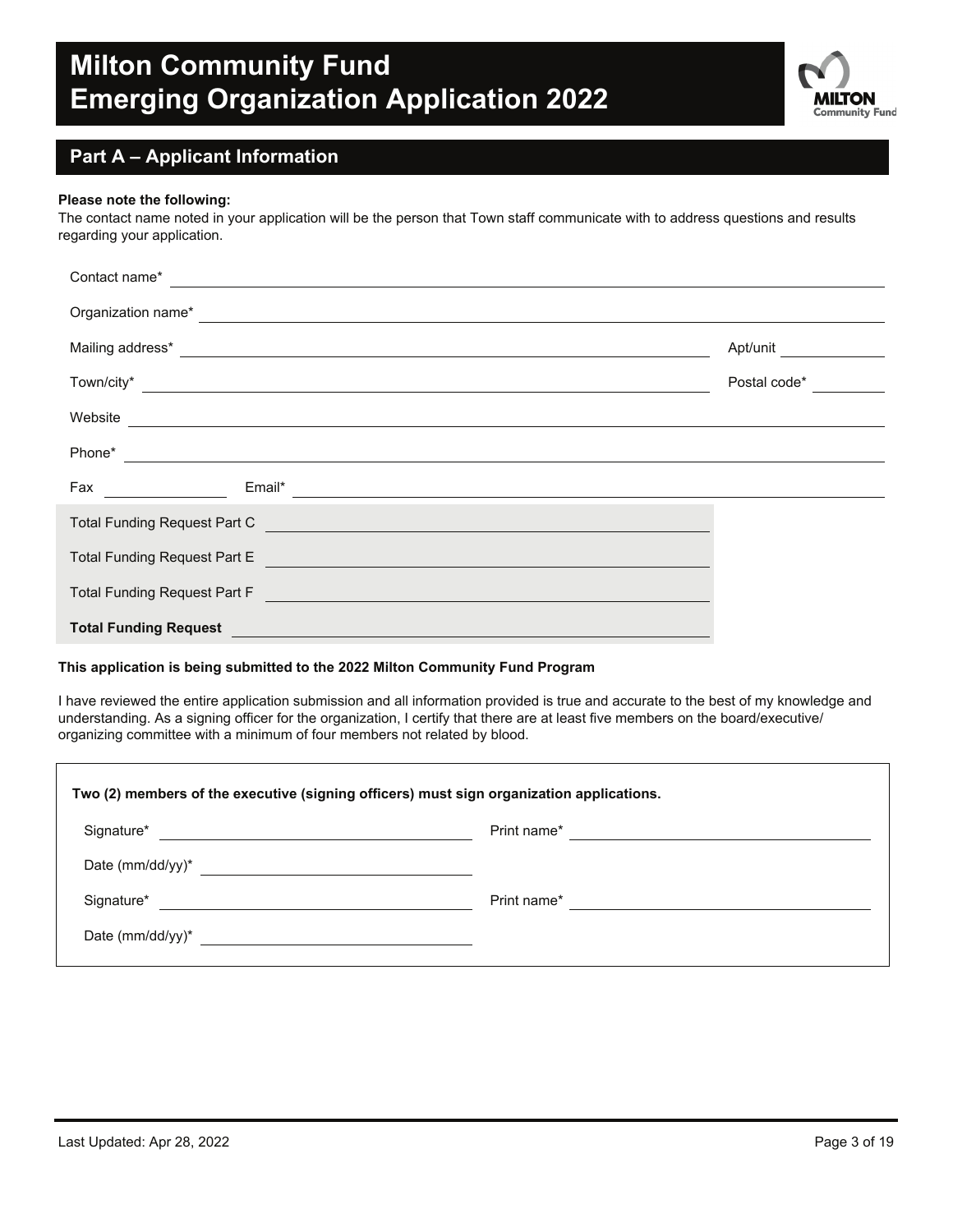# Milton Community Fund
# Emerging Organization Application 2022

## Part A – Applicant Information

**Please note the following:**
The contact name noted in your application will be the person that Town staff communicate with to address questions and results regarding your application.

Contact name* \_\_\_\_\_\_\_\_\_\_\_\_\_\_\_\_\_\_\_\_

Organization name* \_\_\_\_\_\_\_\_\_\_\_\_\_\_\_\_\_\_\_\_

Mailing address* \_\_\_\_\_\_\_\_\_\_\_\_\_\_\_\_\_\_\_\_ Apt/unit \_\_\_\_\_\_\_\_\_\_

Town/city* \_\_\_\_\_\_\_\_\_\_\_\_\_\_\_\_\_\_\_\_ Postal code* \_\_\_\_\_\_\_\_\_\_

Website \_\_\_\_\_\_\_\_\_\_\_\_\_\_\_\_\_\_\_\_

Phone* \_\_\_\_\_\_\_\_\_\_\_\_\_\_\_\_\_\_\_\_

Fax \_\_\_\_\_\_\_\_\_\_ Email* \_\_\_\_\_\_\_\_\_\_\_\_\_\_\_\_\_\_\_\_

Total Funding Request Part C \_\_\_\_\_\_\_\_\_\_\_\_\_\_\_\_\_\_\_\_

Total Funding Request Part E \_\_\_\_\_\_\_\_\_\_\_\_\_\_\_\_\_\_\_\_

Total Funding Request Part F \_\_\_\_\_\_\_\_\_\_\_\_\_\_\_\_\_\_\_\_

**Total Funding Request** \_\_\_\_\_\_\_\_\_\_\_\_\_\_\_\_\_\_\_\_

**This application is being submitted to the 2022 Milton Community Fund Program**

I have reviewed the entire application submission and all information provided is true and accurate to the best of my knowledge and understanding. As a signing officer for the organization, I certify that there are at least five members on the board/executive/organizing committee with a minimum of four members not related by blood.

**Two (2) members of the executive (signing officers) must sign organization applications.**

Signature* \_\_\_\_\_\_\_\_\_\_\_\_\_\_\_\_\_\_\_\_ Print name* \_\_\_\_\_\_\_\_\_\_\_\_\_\_\_\_\_\_\_\_

Date (mm/dd/yy)* \_\_\_\_\_\_\_\_\_\_\_\_\_\_\_\_\_\_\_\_

Signature* \_\_\_\_\_\_\_\_\_\_\_\_\_\_\_\_\_\_\_\_ Print name* \_\_\_\_\_\_\_\_\_\_\_\_\_\_\_\_\_\_\_\_

Date (mm/dd/yy)* \_\_\_\_\_\_\_\_\_\_\_\_\_\_\_\_\_\_\_\_

Last Updated: Apr 28, 2022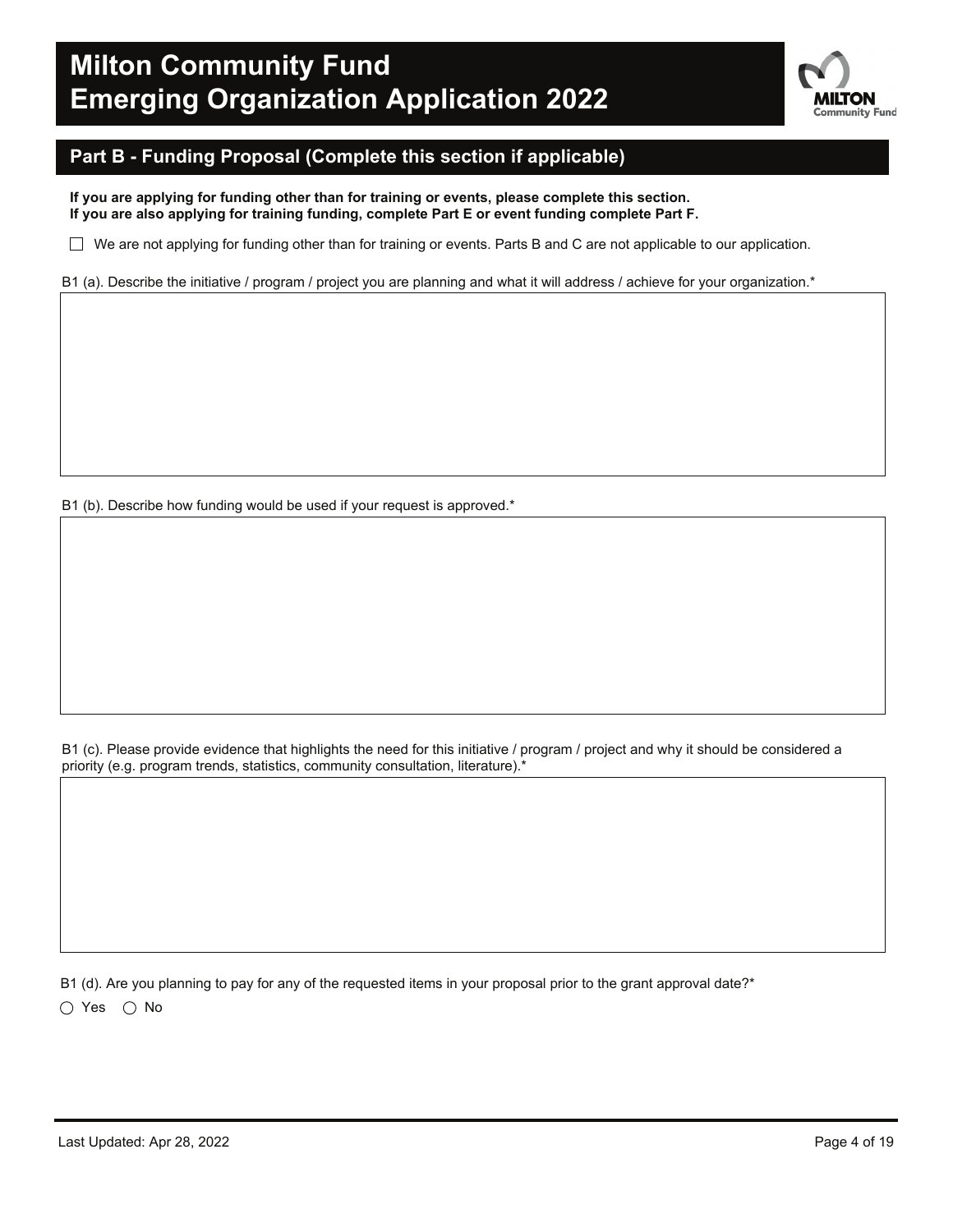# Milton Community Fund
# Emerging Organization Application 2022

## Part B - Funding Proposal (Complete this section if applicable)

**If you are applying for funding other than for training or events, please complete this section.**
**If you are also applying for training funding, complete Part E or event funding complete Part F.**

☐ We are not applying for funding other than for training or events. Parts B and C are not applicable to our application.

B1 (a). Describe the initiative / program / project you are planning and what it will address / achieve for your organization.*

B1 (b). Describe how funding would be used if your request is approved.*

B1 (c). Please provide evidence that highlights the need for this initiative / program / project and why it should be considered a priority (e.g. program trends, statistics, community consultation, literature).*

B1 (d). Are you planning to pay for any of the requested items in your proposal prior to the grant approval date?*

◯ Yes ◯ No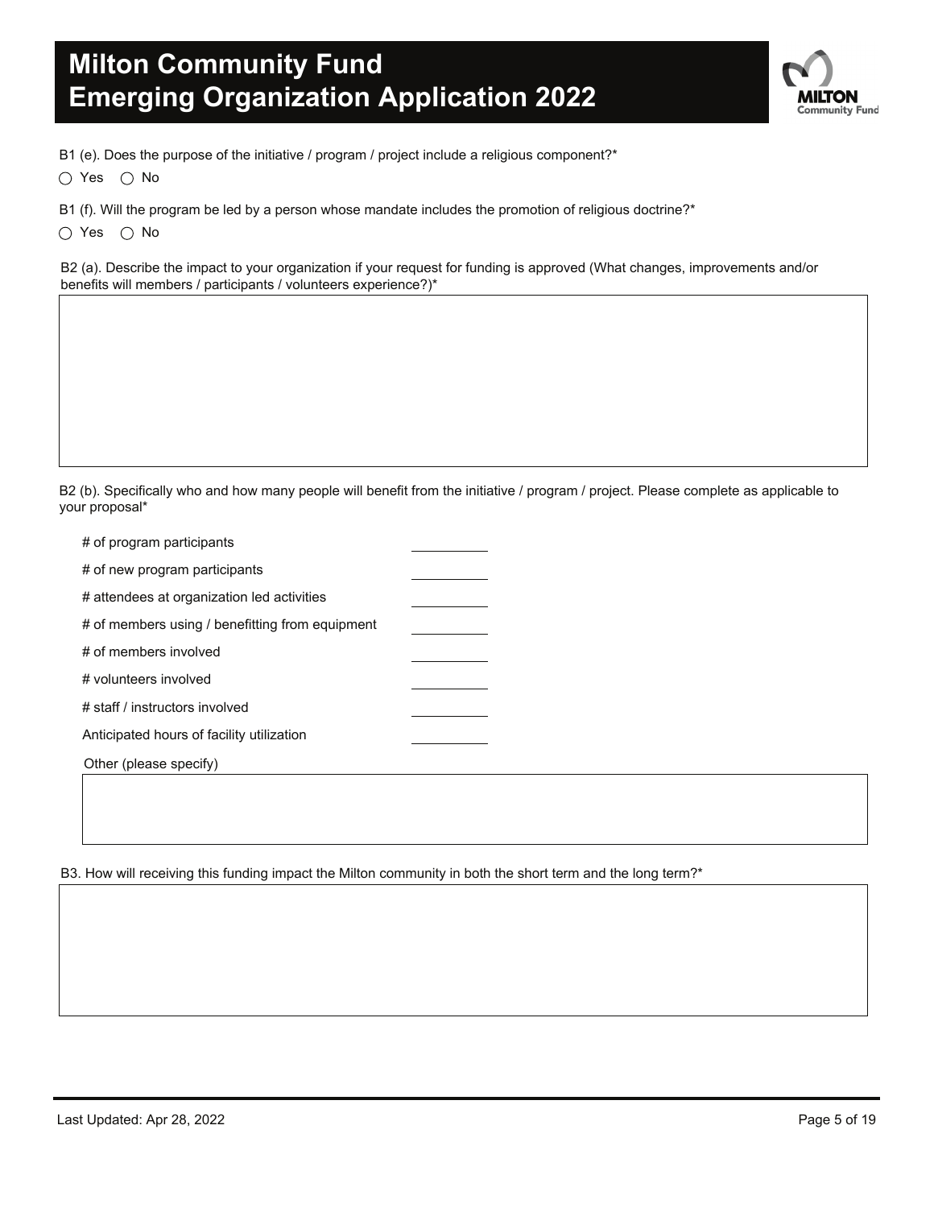# Milton Community Fund
# Emerging Organization Application 2022

B1 (e). Does the purpose of the initiative / program / project include a religious component?*

○ Yes ○ No

B1 (f). Will the program be led by a person whose mandate includes the promotion of religious doctrine?*

○ Yes ○ No

B2 (a). Describe the impact to your organization if your request for funding is approved (What changes, improvements and/or benefits will members / participants / volunteers experience?)*

B2 (b). Specifically who and how many people will benefit from the initiative / program / project. Please complete as applicable to your proposal*

| | |
|---|---|
| # of program participants | ________ |
| # of new program participants | ________ |
| # attendees at organization led activities | ________ |
| # of members using / benefitting from equipment | ________ |
| # of members involved | ________ |
| # volunteers involved | ________ |
| # staff / instructors involved | ________ |
| Anticipated hours of facility utilization | ________ |

Other (please specify)

B3. How will receiving this funding impact the Milton community in both the short term and the long term?*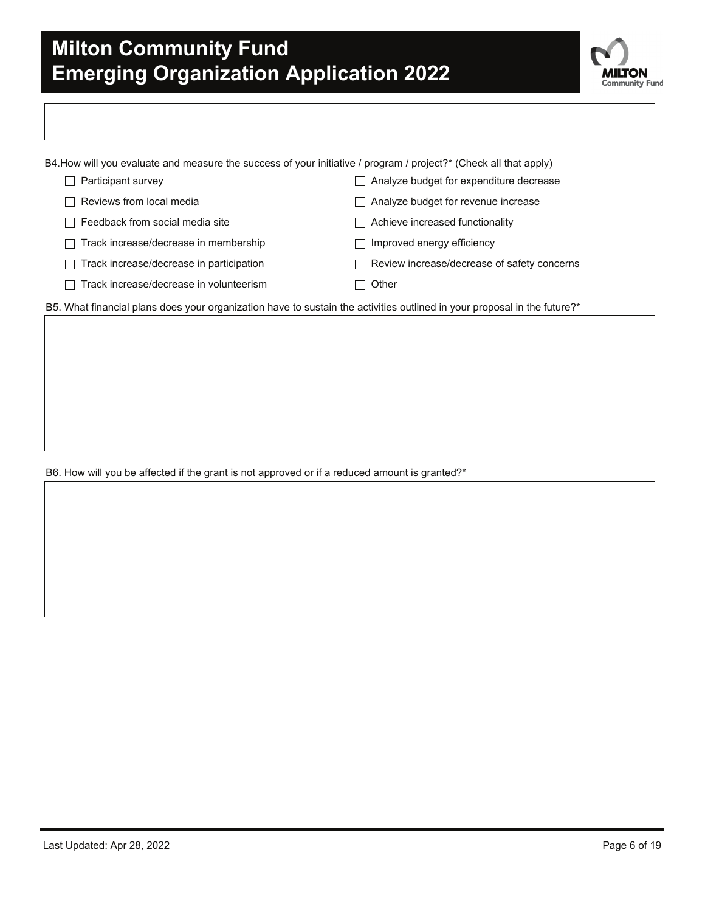B4.How will you evaluate and measure the success of your initiative / program / project?* (Check all that apply)

- ☐ Participant survey
- ☐ Reviews from local media
- ☐ Feedback from social media site
- ☐ Track increase/decrease in membership
- ☐ Track increase/decrease in participation
- ☐ Track increase/decrease in volunteerism
- ☐ Analyze budget for expenditure decrease
- ☐ Analyze budget for revenue increase
- ☐ Achieve increased functionality
- ☐ Improved energy efficiency
- ☐ Review increase/decrease of safety concerns
- ☐ Other

B5. What financial plans does your organization have to sustain the activities outlined in your proposal in the future?*

B6. How will you be affected if the grant is not approved or if a reduced amount is granted?*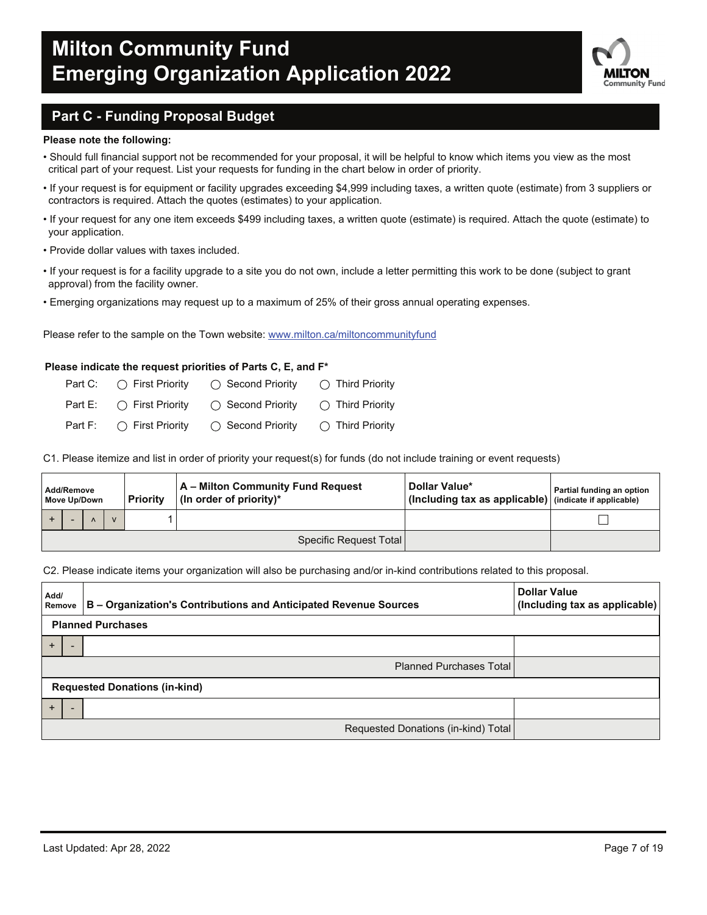# Milton Community Fund
# Emerging Organization Application 2022

## Part C - Funding Proposal Budget

**Please note the following:**

- Should full financial support not be recommended for your proposal, it will be helpful to know which items you view as the most critical part of your request. List your requests for funding in the chart below in order of priority.
- If your request is for equipment or facility upgrades exceeding $4,999 including taxes, a written quote (estimate) from 3 suppliers or contractors is required. Attach the quotes (estimates) to your application.
- If your request for any one item exceeds $499 including taxes, a written quote (estimate) is required. Attach the quote (estimate) to your application.
- Provide dollar values with taxes included.
- If your request is for a facility upgrade to a site you do not own, include a letter permitting this work to be done (subject to grant approval) from the facility owner.
- Emerging organizations may request up to a maximum of 25% of their gross annual operating expenses.

Please refer to the sample on the Town website: www.milton.ca/miltoncommunityfund

**Please indicate the request priorities of Parts C, E, and F***

Part C: ○ First Priority ○ Second Priority ○ Third Priority

Part E: ○ First Priority ○ Second Priority ○ Third Priority

Part F: ○ First Priority ○ Second Priority ○ Third Priority

C1. Please itemize and list in order of priority your request(s) for funds (do not include training or event requests)

| Add/Remove Move Up/Down | Priority | A – Milton Community Fund Request (In order of priority)* | Dollar Value* (Including tax as applicable) | Partial funding an option (indicate if applicable) |
|---|---|---|---|---|
| + - ^ v | 1 | | | ☐ |
| | | Specific Request Total | | |

C2. Please indicate items your organization will also be purchasing and/or in-kind contributions related to this proposal.

| Add/ Remove | B – Organization's Contributions and Anticipated Revenue Sources | Dollar Value (Including tax as applicable) |
|---|---|---|
| **Planned Purchases** | | |
| + - | | |
| | Planned Purchases Total | |
| **Requested Donations (in-kind)** | | |
| + - | | |
| | Requested Donations (in-kind) Total | |

Last Updated: Apr 28, 2022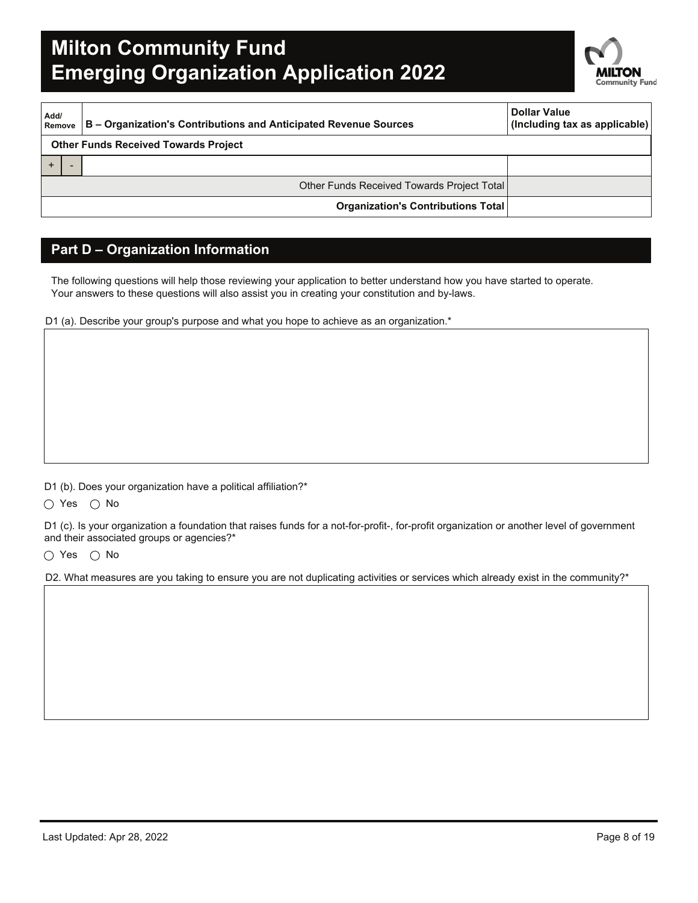# Milton Community Fund
# Emerging Organization Application 2022

| Add/ Remove | B – Organization's Contributions and Anticipated Revenue Sources | Dollar Value (Including tax as applicable) |
|---|---|---|
| **Other Funds Received Towards Project** | | |
| + - | | |
| | Other Funds Received Towards Project Total | |
| | **Organization's Contributions Total** | |

## Part D – Organization Information

The following questions will help those reviewing your application to better understand how you have started to operate. Your answers to these questions will also assist you in creating your constitution and by-laws.

D1 (a). Describe your group's purpose and what you hope to achieve as an organization.*

D1 (b). Does your organization have a political affiliation?*

◯ Yes ◯ No

D1 (c). Is your organization a foundation that raises funds for a not-for-profit-, for-profit organization or another level of government and their associated groups or agencies?*

◯ Yes ◯ No

D2. What measures are you taking to ensure you are not duplicating activities or services which already exist in the community?*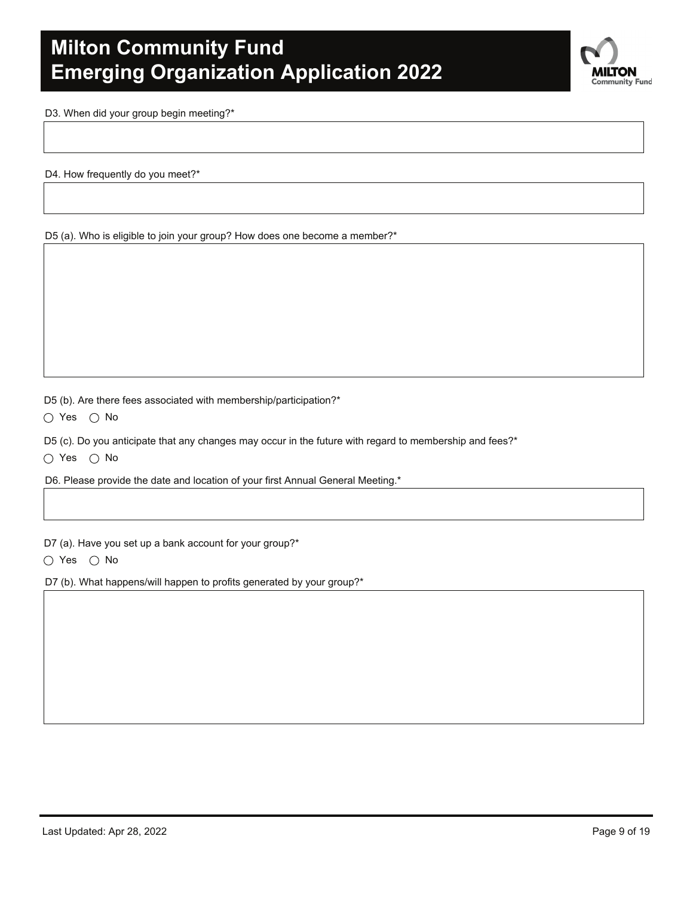D3. When did your group begin meeting?*

D4. How frequently do you meet?*

D5 (a). Who is eligible to join your group? How does one become a member?*

D5 (b). Are there fees associated with membership/participation?*

◯ Yes ◯ No

D5 (c). Do you anticipate that any changes may occur in the future with regard to membership and fees?*

◯ Yes ◯ No

D6. Please provide the date and location of your first Annual General Meeting.*

D7 (a). Have you set up a bank account for your group?*

◯ Yes ◯ No

D7 (b). What happens/will happen to profits generated by your group?*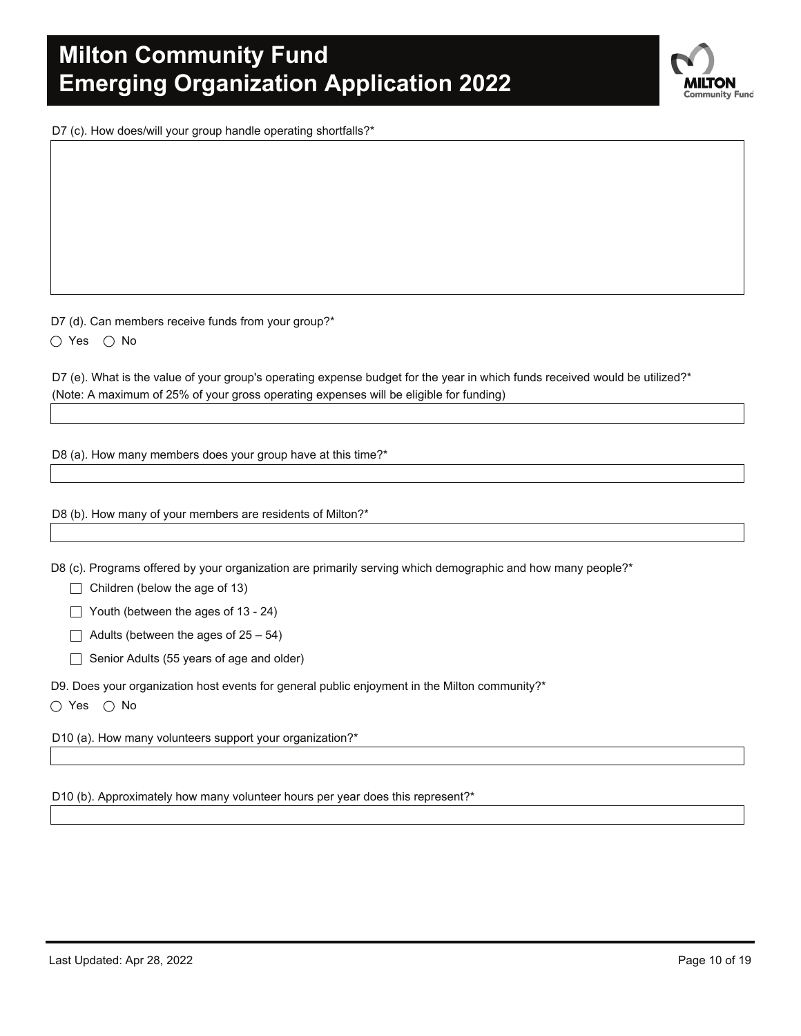D7 (c). How does/will your group handle operating shortfalls?*

D7 (d). Can members receive funds from your group?*

○ Yes ○ No

D7 (e). What is the value of your group's operating expense budget for the year in which funds received would be utilized?*
(Note: A maximum of 25% of your gross operating expenses will be eligible for funding)

D8 (a). How many members does your group have at this time?*

D8 (b). How many of your members are residents of Milton?*

D8 (c). Programs offered by your organization are primarily serving which demographic and how many people?*

- ☐ Children (below the age of 13)
- ☐ Youth (between the ages of 13 - 24)
- ☐ Adults (between the ages of 25 – 54)
- ☐ Senior Adults (55 years of age and older)

D9. Does your organization host events for general public enjoyment in the Milton community?*

○ Yes ○ No

D10 (a). How many volunteers support your organization?*

D10 (b). Approximately how many volunteer hours per year does this represent?*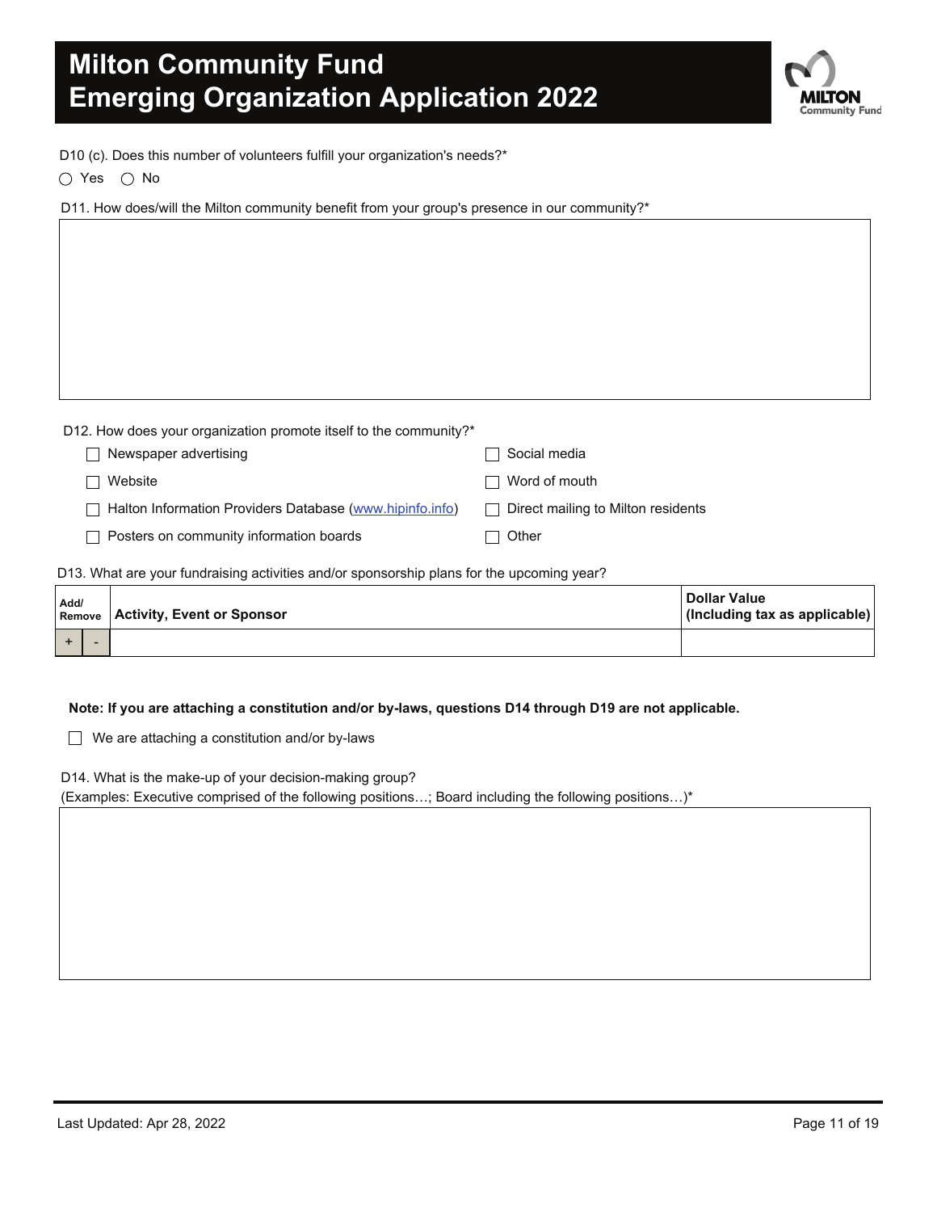# Milton Community Fund
# Emerging Organization Application 2022

D10 (c). Does this number of volunteers fulfill your organization's needs?*

◯ Yes ◯ No

D11. How does/will the Milton community benefit from your group's presence in our community?*

D12. How does your organization promote itself to the community?*

- ☐ Newspaper advertising
- ☐ Website
- ☐ Halton Information Providers Database (www.hipinfo.info)
- ☐ Posters on community information boards
- ☐ Social media
- ☐ Word of mouth
- ☐ Direct mailing to Milton residents
- ☐ Other

D13. What are your fundraising activities and/or sponsorship plans for the upcoming year?

| Add/ Remove | Activity, Event or Sponsor | Dollar Value (Including tax as applicable) |
|---|---|---|
| + - | | |

**Note: If you are attaching a constitution and/or by-laws, questions D14 through D19 are not applicable.**

☐ We are attaching a constitution and/or by-laws

D14. What is the make-up of your decision-making group?
(Examples: Executive comprised of the following positions…; Board including the following positions…)*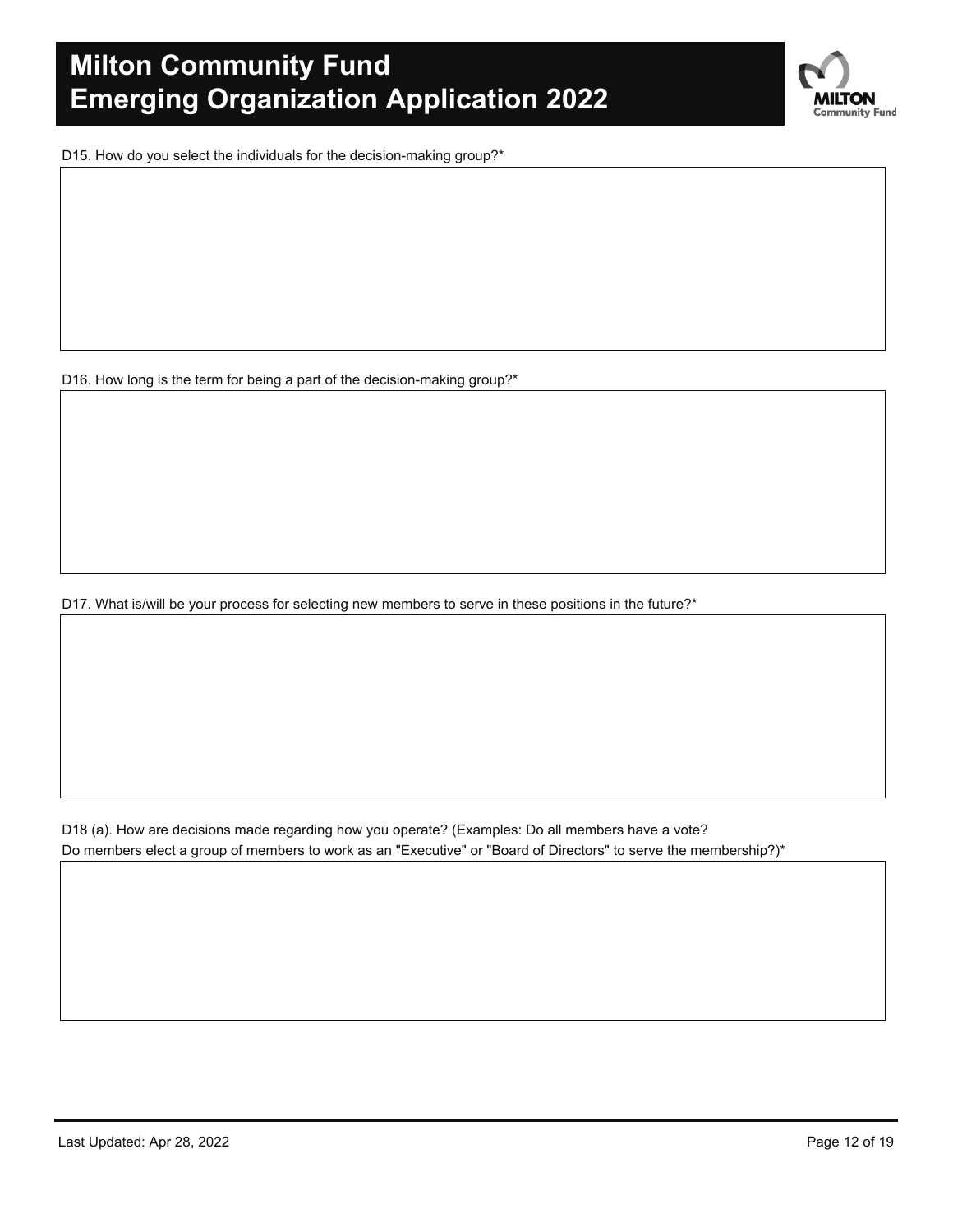D15. How do you select the individuals for the decision-making group?*

D16. How long is the term for being a part of the decision-making group?*

D17. What is/will be your process for selecting new members to serve in these positions in the future?*

D18 (a). How are decisions made regarding how you operate? (Examples: Do all members have a vote? Do members elect a group of members to work as an "Executive" or "Board of Directors" to serve the membership?)*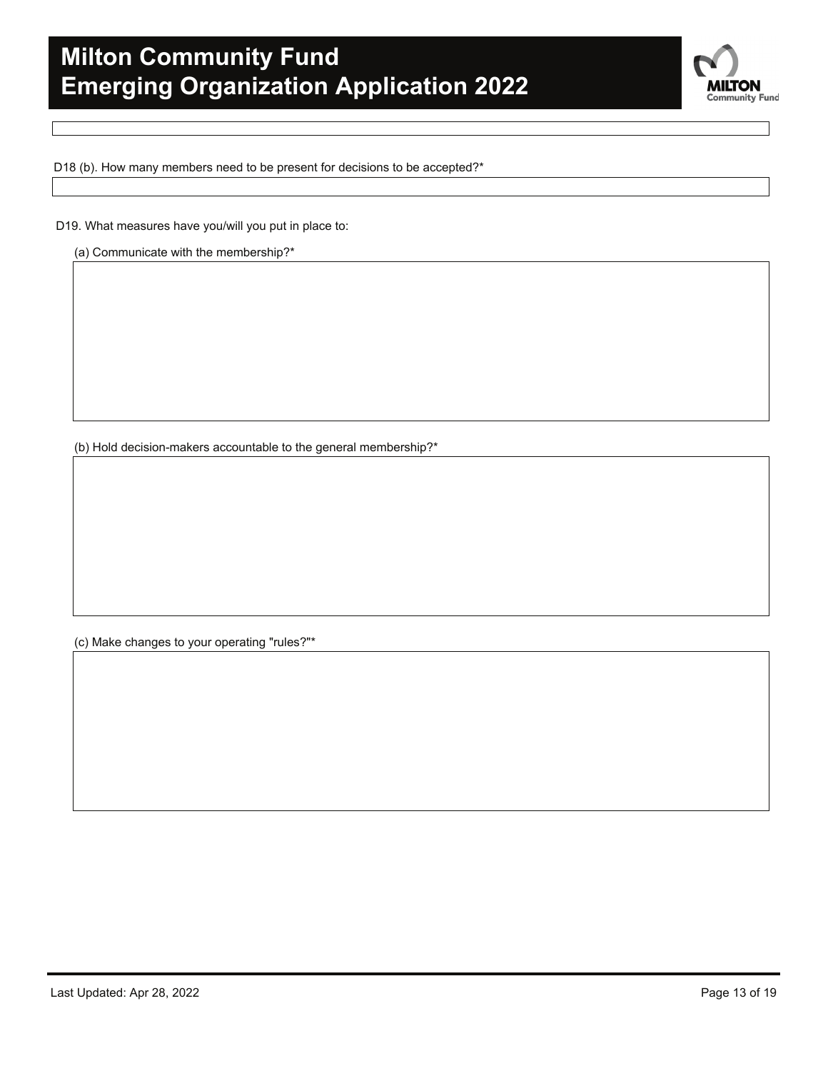D18 (b). How many members need to be present for decisions to be accepted?*

D19. What measures have you/will you put in place to:

(a) Communicate with the membership?*

(b) Hold decision-makers accountable to the general membership?*

(c) Make changes to your operating "rules?"*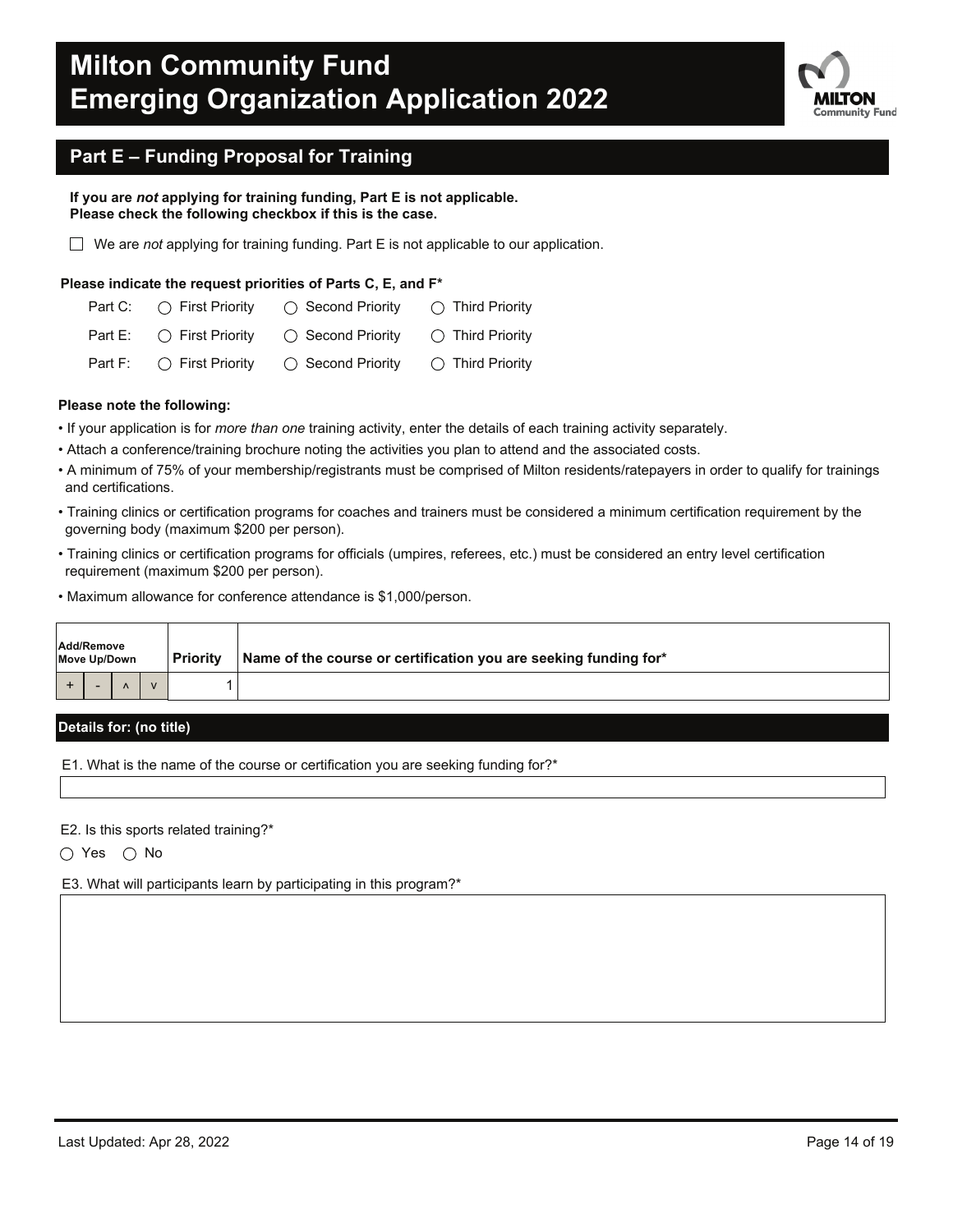# Milton Community Fund
# Emerging Organization Application 2022

## Part E – Funding Proposal for Training

**If you are *not* applying for training funding, Part E is not applicable.**
**Please check the following checkbox if this is the case.**

☐ We are *not* applying for training funding. Part E is not applicable to our application.

**Please indicate the request priorities of Parts C, E, and F***

| | | | |
|---|---|---|---|
| Part C: | ◯ First Priority | ◯ Second Priority | ◯ Third Priority |
| Part E: | ◯ First Priority | ◯ Second Priority | ◯ Third Priority |
| Part F: | ◯ First Priority | ◯ Second Priority | ◯ Third Priority |

**Please note the following:**

- If your application is for *more than one* training activity, enter the details of each training activity separately.
- Attach a conference/training brochure noting the activities you plan to attend and the associated costs.
- A minimum of 75% of your membership/registrants must be comprised of Milton residents/ratepayers in order to qualify for trainings and certifications.
- Training clinics or certification programs for coaches and trainers must be considered a minimum certification requirement by the governing body (maximum $200 per person).
- Training clinics or certification programs for officials (umpires, referees, etc.) must be considered an entry level certification requirement (maximum $200 per person).
- Maximum allowance for conference attendance is $1,000/person.

| Add/Remove Move Up/Down | Priority | Name of the course or certification you are seeking funding for* |
|---|---|---|
| + - ^ v | 1 | |

### Details for: (no title)

E1. What is the name of the course or certification you are seeking funding for?*

E2. Is this sports related training?*

◯ Yes ◯ No

E3. What will participants learn by participating in this program?*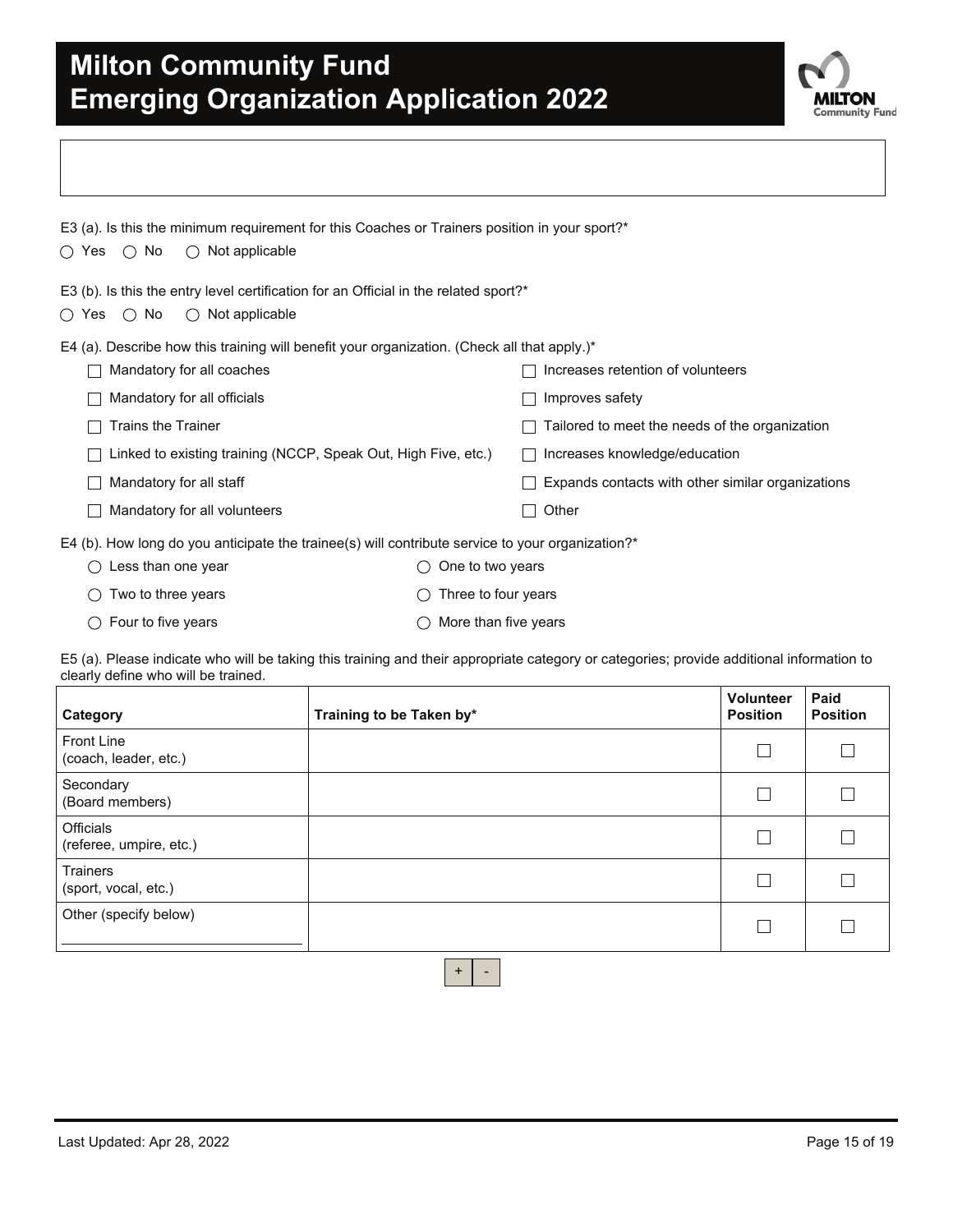E3 (a). Is this the minimum requirement for this Coaches or Trainers position in your sport?*

○ Yes ○ No ○ Not applicable

E3 (b). Is this the entry level certification for an Official in the related sport?*

○ Yes ○ No ○ Not applicable

E4 (a). Describe how this training will benefit your organization. (Check all that apply.)*

- ☐ Mandatory for all coaches
- ☐ Mandatory for all officials
- ☐ Trains the Trainer
- ☐ Linked to existing training (NCCP, Speak Out, High Five, etc.)
- ☐ Mandatory for all staff
- ☐ Mandatory for all volunteers
- ☐ Increases retention of volunteers
- ☐ Improves safety
- ☐ Tailored to meet the needs of the organization
- ☐ Increases knowledge/education
- ☐ Expands contacts with other similar organizations
- ☐ Other

E4 (b). How long do you anticipate the trainee(s) will contribute service to your organization?*

- ○ Less than one year
- ○ One to two years
- ○ Two to three years
- ○ Three to four years
- ○ Four to five years
- ○ More than five years

E5 (a). Please indicate who will be taking this training and their appropriate category or categories; provide additional information to clearly define who will be trained.

| Category | Training to be Taken by* | Volunteer Position | Paid Position |
|---|---|---|---|
| Front Line (coach, leader, etc.) | | ☐ | ☐ |
| Secondary (Board members) | | ☐ | ☐ |
| Officials (referee, umpire, etc.) | | ☐ | ☐ |
| Trainers (sport, vocal, etc.) | | ☐ | ☐ |
| Other (specify below) ______ | | ☐ | ☐ |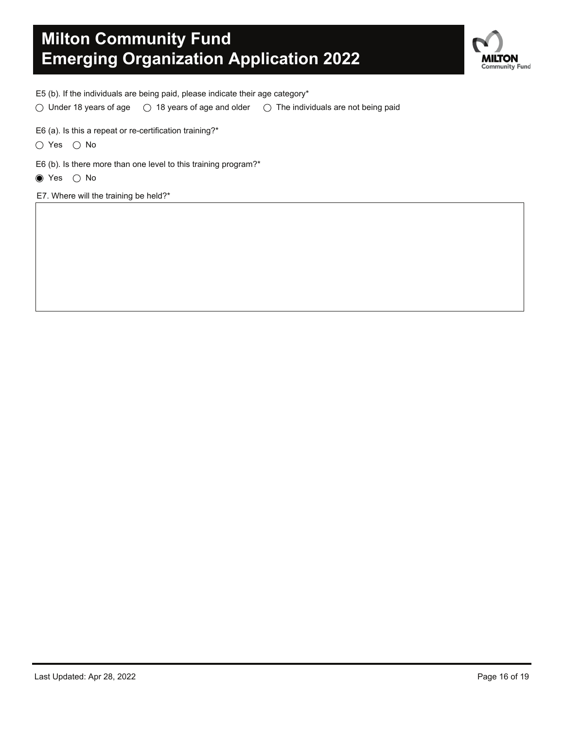E5 (b). If the individuals are being paid, please indicate their age category*

○ Under 18 years of age ○ 18 years of age and older ○ The individuals are not being paid

E6 (a). Is this a repeat or re-certification training?*

○ Yes ○ No

E6 (b). Is there more than one level to this training program?*

◉ Yes ○ No

E7. Where will the training be held?*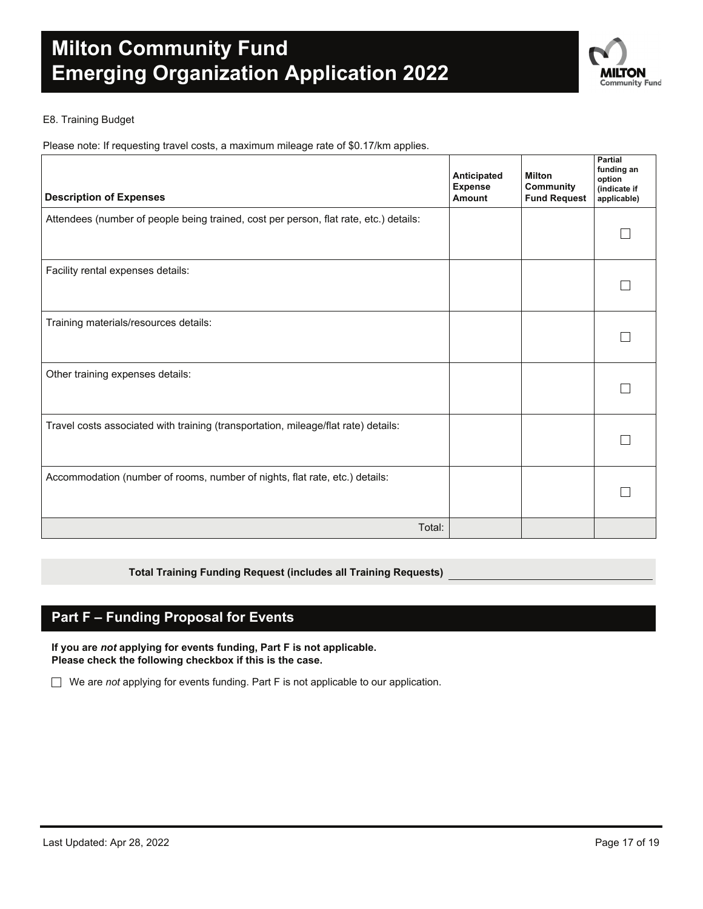# Milton Community Fund Emerging Organization Application 2022

E8. Training Budget

Please note: If requesting travel costs, a maximum mileage rate of $0.17/km applies.

| Description of Expenses | Anticipated Expense Amount | Milton Community Fund Request | Partial funding an option (indicate if applicable) |
|---|---|---|---|
| Attendees (number of people being trained, cost per person, flat rate, etc.) details: | | | ☐ |
| Facility rental expenses details: | | | ☐ |
| Training materials/resources details: | | | ☐ |
| Other training expenses details: | | | ☐ |
| Travel costs associated with training (transportation, mileage/flat rate) details: | | | ☐ |
| Accommodation (number of rooms, number of nights, flat rate, etc.) details: | | | ☐ |
| Total: | | | |

**Total Training Funding Request (includes all Training Requests)** ______________________

## Part F – Funding Proposal for Events

**If you are *not* applying for events funding, Part F is not applicable.**
**Please check the following checkbox if this is the case.**

☐ We are *not* applying for events funding. Part F is not applicable to our application.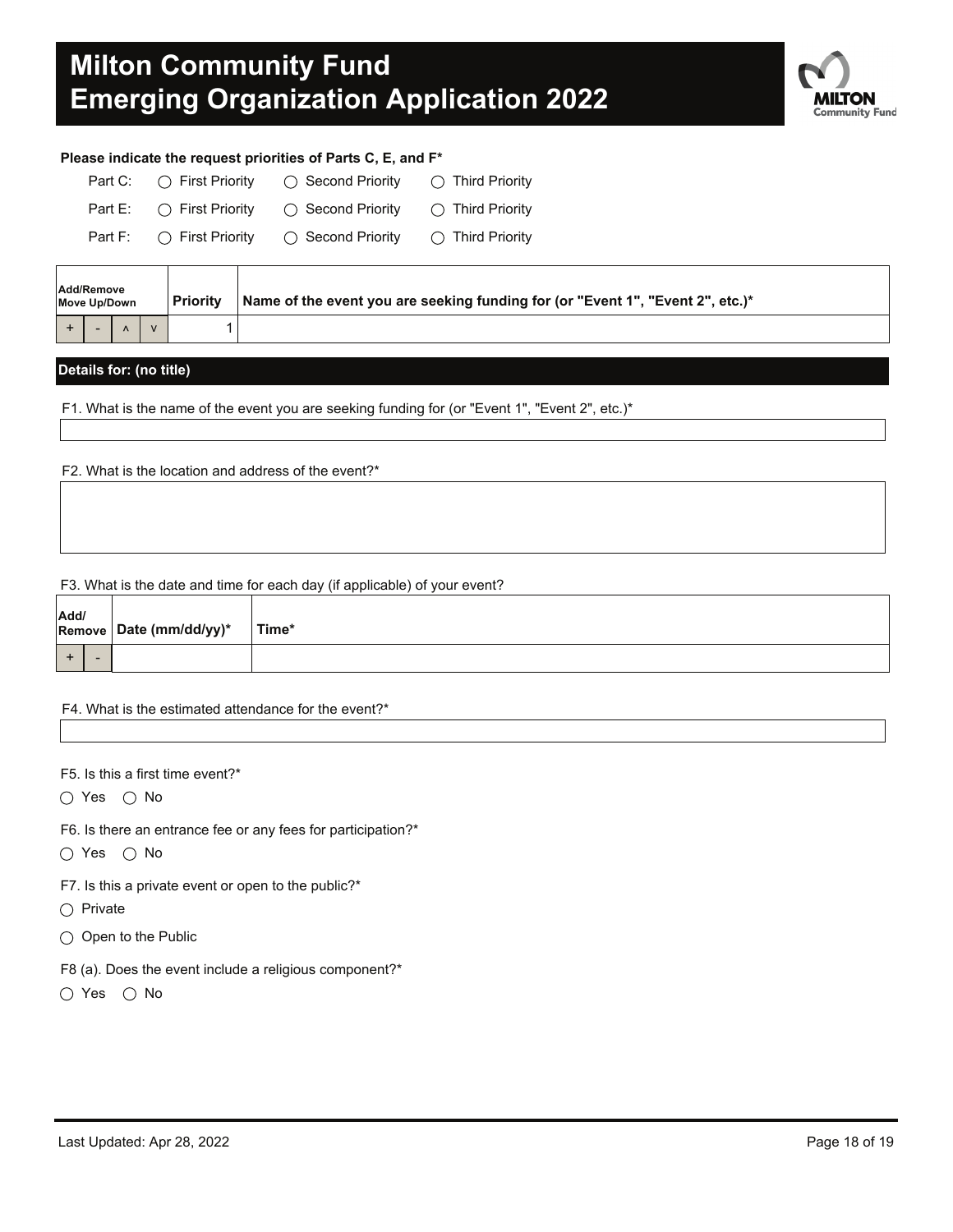# Milton Community Fund
# Emerging Organization Application 2022

**Please indicate the request priorities of Parts C, E, and F***

Part C: ◯ First Priority ◯ Second Priority ◯ Third Priority

Part E: ◯ First Priority ◯ Second Priority ◯ Third Priority

Part F: ◯ First Priority ◯ Second Priority ◯ Third Priority

| Add/Remove Move Up/Down | | | | Priority | Name of the event you are seeking funding for (or "Event 1", "Event 2", etc.)* |
|---|---|---|---|---|---|
| + | - | ^ | v | 1 | |

**Details for: (no title)**

F1. What is the name of the event you are seeking funding for (or "Event 1", "Event 2", etc.)*

F2. What is the location and address of the event?*

F3. What is the date and time for each day (if applicable) of your event?

| Add/ Remove | | Date (mm/dd/yy)* | Time* |
|---|---|---|---|
| + | - | | |

F4. What is the estimated attendance for the event?*

F5. Is this a first time event?*

◯ Yes ◯ No

F6. Is there an entrance fee or any fees for participation?*

◯ Yes ◯ No

F7. Is this a private event or open to the public?*

◯ Private

◯ Open to the Public

F8 (a). Does the event include a religious component?*

◯ Yes ◯ No

Last Updated: Apr 28, 2022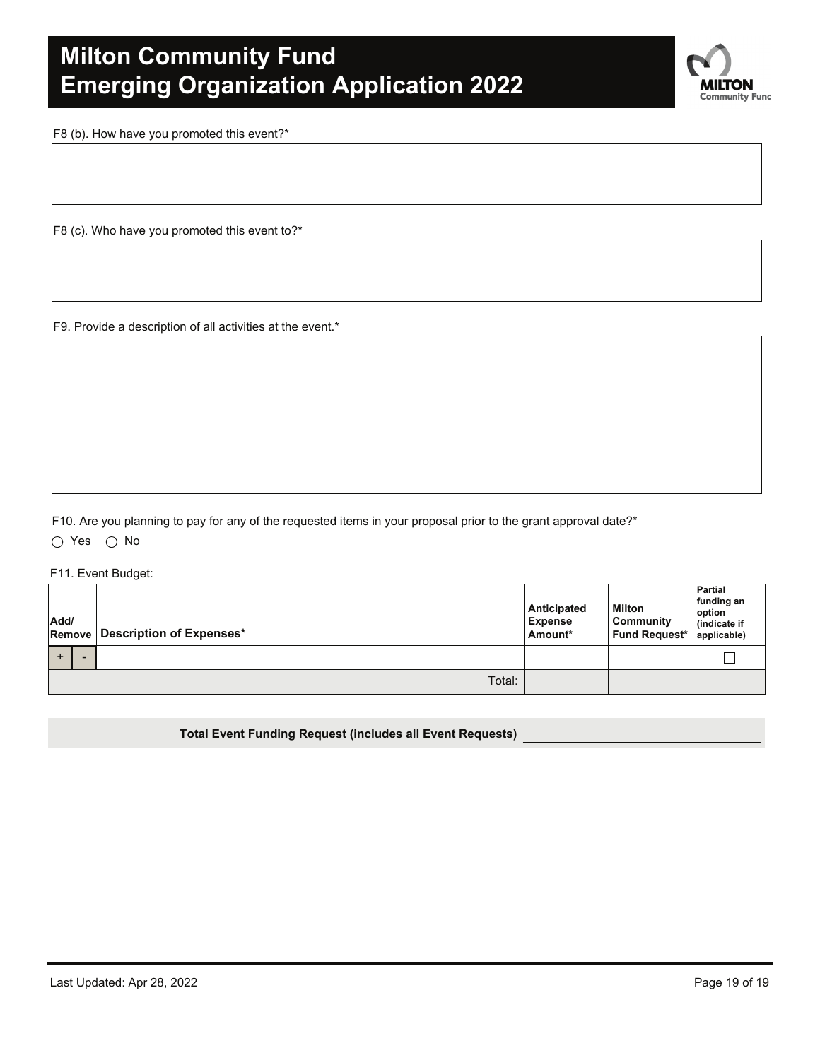# Milton Community Fund
# Emerging Organization Application 2022

F8 (b). How have you promoted this event?*

F8 (c). Who have you promoted this event to?*

F9. Provide a description of all activities at the event.*

F10. Are you planning to pay for any of the requested items in your proposal prior to the grant approval date?*

○ Yes ○ No

F11. Event Budget:

| Add/ Remove | Description of Expenses* | Anticipated Expense Amount* | Milton Community Fund Request* | Partial funding an option (indicate if applicable) |
|---|---|---|---|---|
| + - | | | | ☐ |
| | Total: | | | |

**Total Event Funding Request (includes all Event Requests)** ______________________